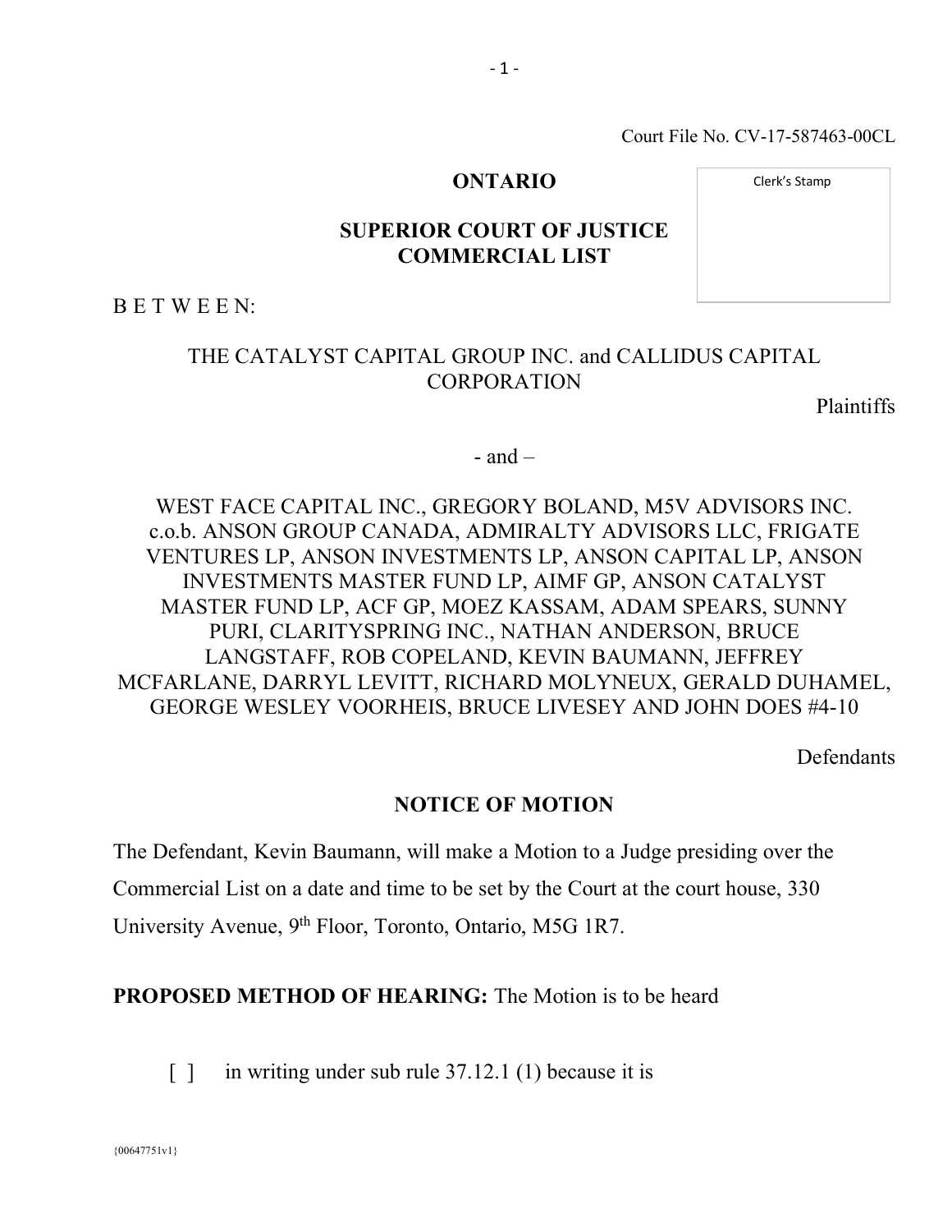Court File No. CV-17-587463-00CL

Clerk's Stamp

**ONTARIO**

**SUPERIOR COURT OF JUSTICE**
**COMMERCIAL LIST**

B E T W E E N:

THE CATALYST CAPITAL GROUP INC. and CALLIDUS CAPITAL CORPORATION

Plaintiffs

- and –

WEST FACE CAPITAL INC., GREGORY BOLAND, M5V ADVISORS INC. c.o.b. ANSON GROUP CANADA, ADMIRALTY ADVISORS LLC, FRIGATE VENTURES LP, ANSON INVESTMENTS LP, ANSON CAPITAL LP, ANSON INVESTMENTS MASTER FUND LP, AIMF GP, ANSON CATALYST MASTER FUND LP, ACF GP, MOEZ KASSAM, ADAM SPEARS, SUNNY PURI, CLARITYSPRING INC., NATHAN ANDERSON, BRUCE LANGSTAFF, ROB COPELAND, KEVIN BAUMANN, JEFFREY MCFARLANE, DARRYL LEVITT, RICHARD MOLYNEUX, GERALD DUHAMEL, GEORGE WESLEY VOORHEIS, BRUCE LIVESEY AND JOHN DOES #4-10

Defendants

## NOTICE OF MOTION

The Defendant, Kevin Baumann, will make a Motion to a Judge presiding over the Commercial List on a date and time to be set by the Court at the court house, 330 University Avenue, 9th Floor, Toronto, Ontario, M5G 1R7.

**PROPOSED METHOD OF HEARING:** The Motion is to be heard

[ ] in writing under sub rule 37.12.1 (1) because it is

{00647751v1}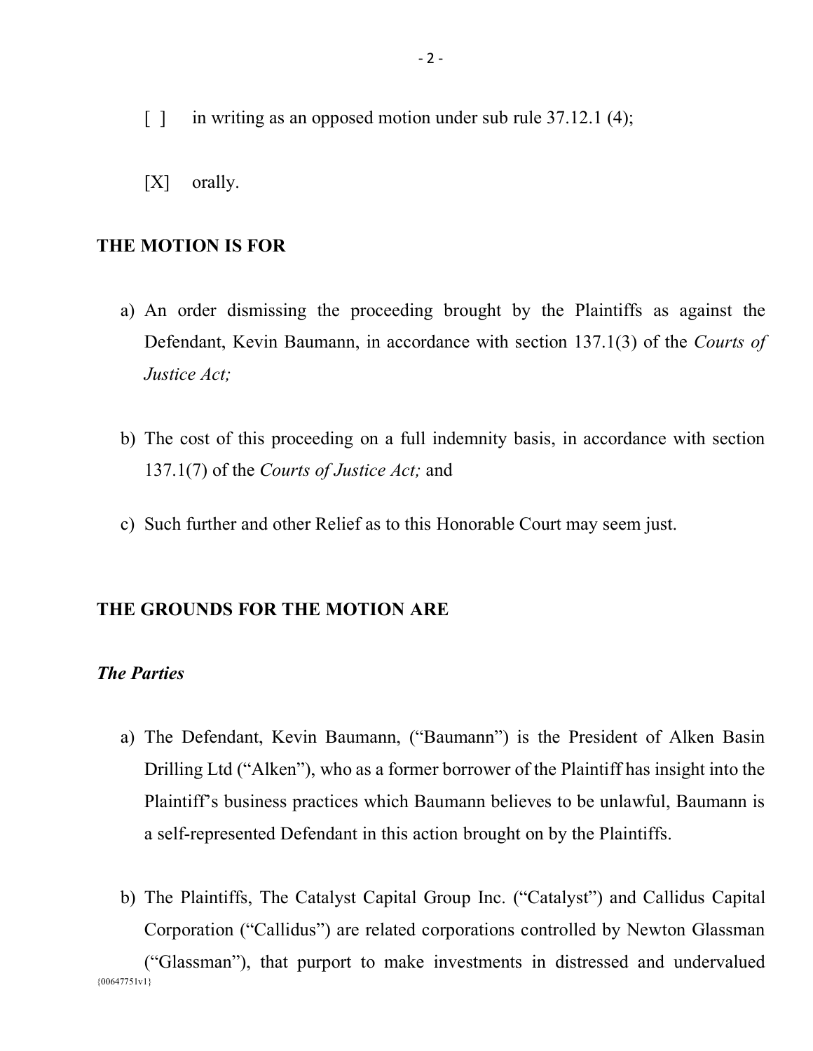[ ] in writing as an opposed motion under sub rule 37.12.1 (4);

[X] orally.

**THE MOTION IS FOR**

a) An order dismissing the proceeding brought by the Plaintiffs as against the Defendant, Kevin Baumann, in accordance with section 137.1(3) of the *Courts of Justice Act;*

b) The cost of this proceeding on a full indemnity basis, in accordance with section 137.1(7) of the *Courts of Justice Act;* and

c) Such further and other Relief as to this Honorable Court may seem just.

**THE GROUNDS FOR THE MOTION ARE**

***The Parties***

a) The Defendant, Kevin Baumann, ("Baumann") is the President of Alken Basin Drilling Ltd ("Alken"), who as a former borrower of the Plaintiff has insight into the Plaintiff's business practices which Baumann believes to be unlawful, Baumann is a self-represented Defendant in this action brought on by the Plaintiffs.

b) The Plaintiffs, The Catalyst Capital Group Inc. ("Catalyst") and Callidus Capital Corporation ("Callidus") are related corporations controlled by Newton Glassman ("Glassman"), that purport to make investments in distressed and undervalued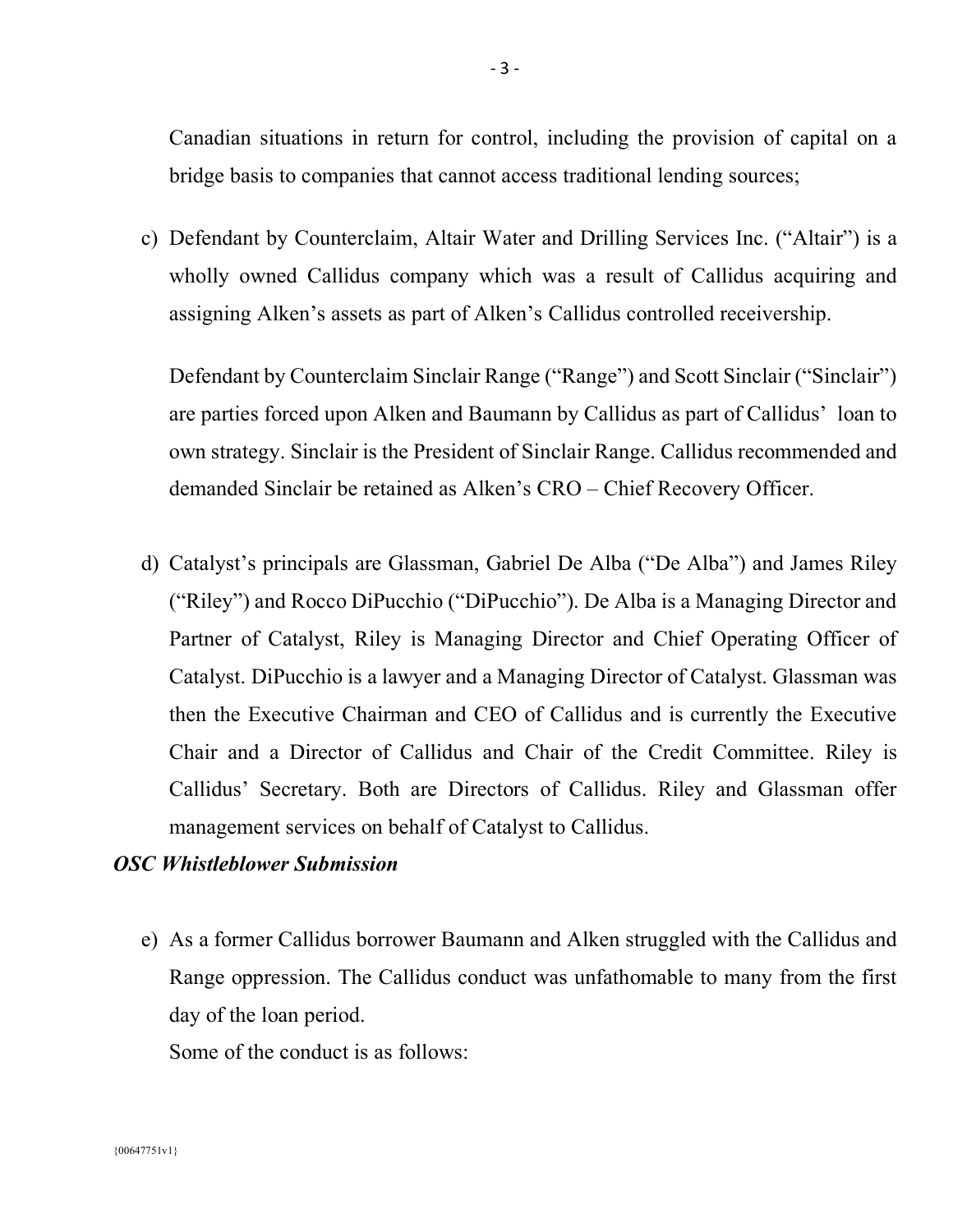Canadian situations in return for control, including the provision of capital on a bridge basis to companies that cannot access traditional lending sources;

c) Defendant by Counterclaim, Altair Water and Drilling Services Inc. ("Altair") is a wholly owned Callidus company which was a result of Callidus acquiring and assigning Alken's assets as part of Alken's Callidus controlled receivership.

   Defendant by Counterclaim Sinclair Range ("Range") and Scott Sinclair ("Sinclair") are parties forced upon Alken and Baumann by Callidus as part of Callidus' loan to own strategy. Sinclair is the President of Sinclair Range. Callidus recommended and demanded Sinclair be retained as Alken's CRO – Chief Recovery Officer.

d) Catalyst's principals are Glassman, Gabriel De Alba ("De Alba") and James Riley ("Riley") and Rocco DiPucchio ("DiPucchio"). De Alba is a Managing Director and Partner of Catalyst, Riley is Managing Director and Chief Operating Officer of Catalyst. DiPucchio is a lawyer and a Managing Director of Catalyst. Glassman was then the Executive Chairman and CEO of Callidus and is currently the Executive Chair and a Director of Callidus and Chair of the Credit Committee. Riley is Callidus' Secretary. Both are Directors of Callidus. Riley and Glassman offer management services on behalf of Catalyst to Callidus.

***OSC Whistleblower Submission***

e) As a former Callidus borrower Baumann and Alken struggled with the Callidus and Range oppression. The Callidus conduct was unfathomable to many from the first day of the loan period.

   Some of the conduct is as follows: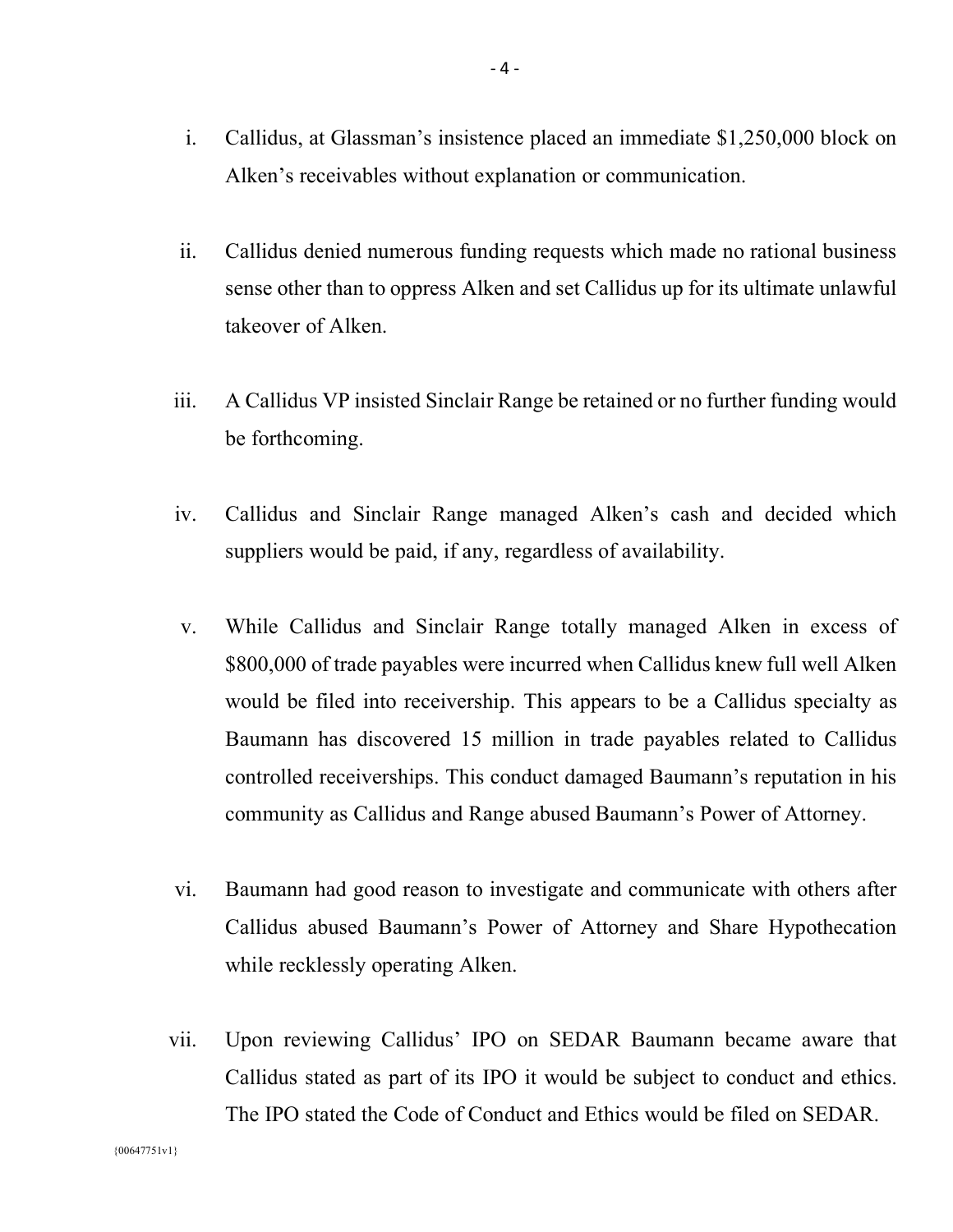i. Callidus, at Glassman's insistence placed an immediate $1,250,000 block on Alken's receivables without explanation or communication.

ii. Callidus denied numerous funding requests which made no rational business sense other than to oppress Alken and set Callidus up for its ultimate unlawful takeover of Alken.

iii. A Callidus VP insisted Sinclair Range be retained or no further funding would be forthcoming.

iv. Callidus and Sinclair Range managed Alken's cash and decided which suppliers would be paid, if any, regardless of availability.

v. While Callidus and Sinclair Range totally managed Alken in excess of $800,000 of trade payables were incurred when Callidus knew full well Alken would be filed into receivership. This appears to be a Callidus specialty as Baumann has discovered 15 million in trade payables related to Callidus controlled receiverships. This conduct damaged Baumann's reputation in his community as Callidus and Range abused Baumann's Power of Attorney.

vi. Baumann had good reason to investigate and communicate with others after Callidus abused Baumann's Power of Attorney and Share Hypothecation while recklessly operating Alken.

vii. Upon reviewing Callidus' IPO on SEDAR Baumann became aware that Callidus stated as part of its IPO it would be subject to conduct and ethics. The IPO stated the Code of Conduct and Ethics would be filed on SEDAR.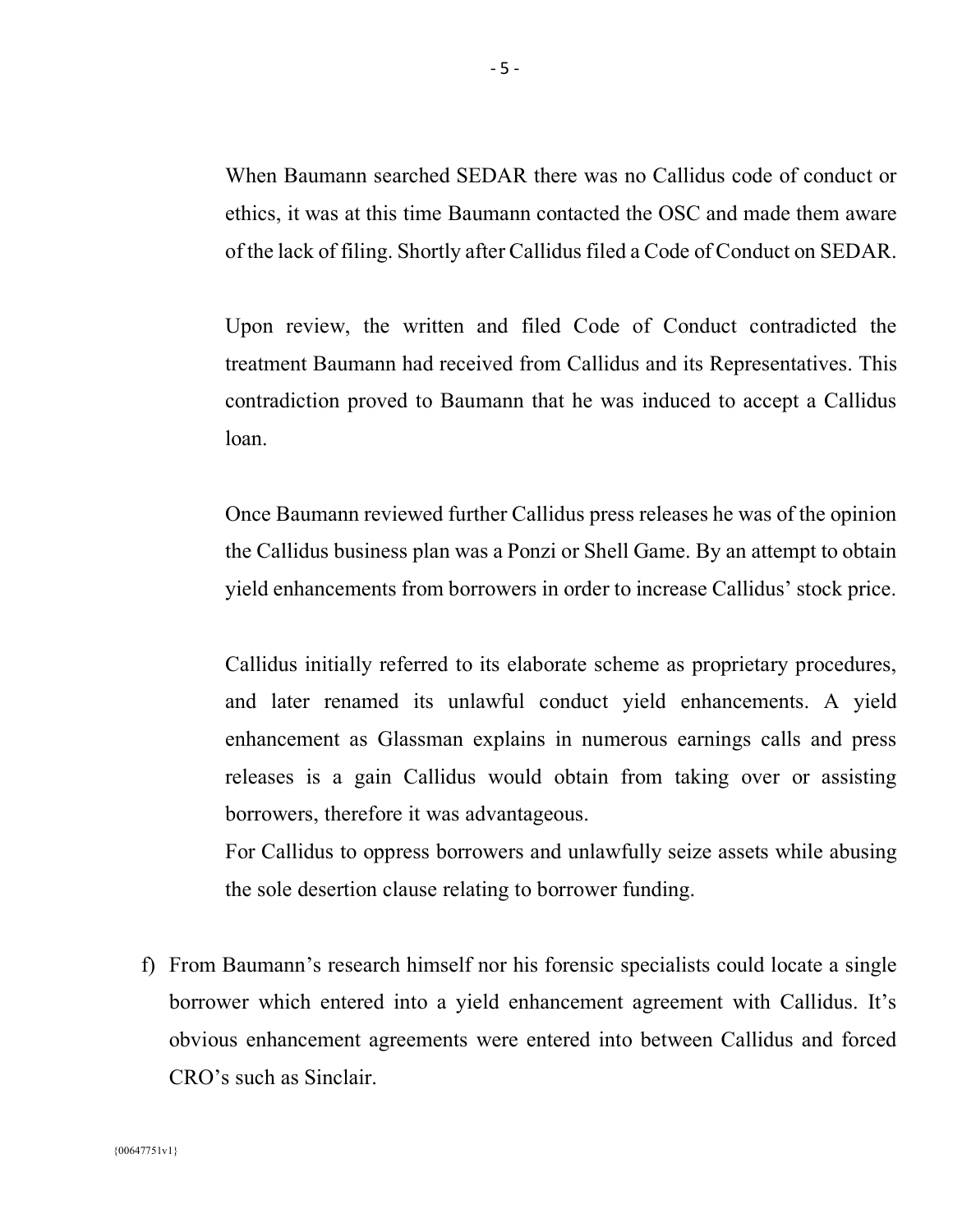When Baumann searched SEDAR there was no Callidus code of conduct or ethics, it was at this time Baumann contacted the OSC and made them aware of the lack of filing. Shortly after Callidus filed a Code of Conduct on SEDAR.

Upon review, the written and filed Code of Conduct contradicted the treatment Baumann had received from Callidus and its Representatives. This contradiction proved to Baumann that he was induced to accept a Callidus loan.

Once Baumann reviewed further Callidus press releases he was of the opinion the Callidus business plan was a Ponzi or Shell Game. By an attempt to obtain yield enhancements from borrowers in order to increase Callidus' stock price.

Callidus initially referred to its elaborate scheme as proprietary procedures, and later renamed its unlawful conduct yield enhancements. A yield enhancement as Glassman explains in numerous earnings calls and press releases is a gain Callidus would obtain from taking over or assisting borrowers, therefore it was advantageous.
For Callidus to oppress borrowers and unlawfully seize assets while abusing the sole desertion clause relating to borrower funding.

f) From Baumann's research himself nor his forensic specialists could locate a single borrower which entered into a yield enhancement agreement with Callidus. It's obvious enhancement agreements were entered into between Callidus and forced CRO's such as Sinclair.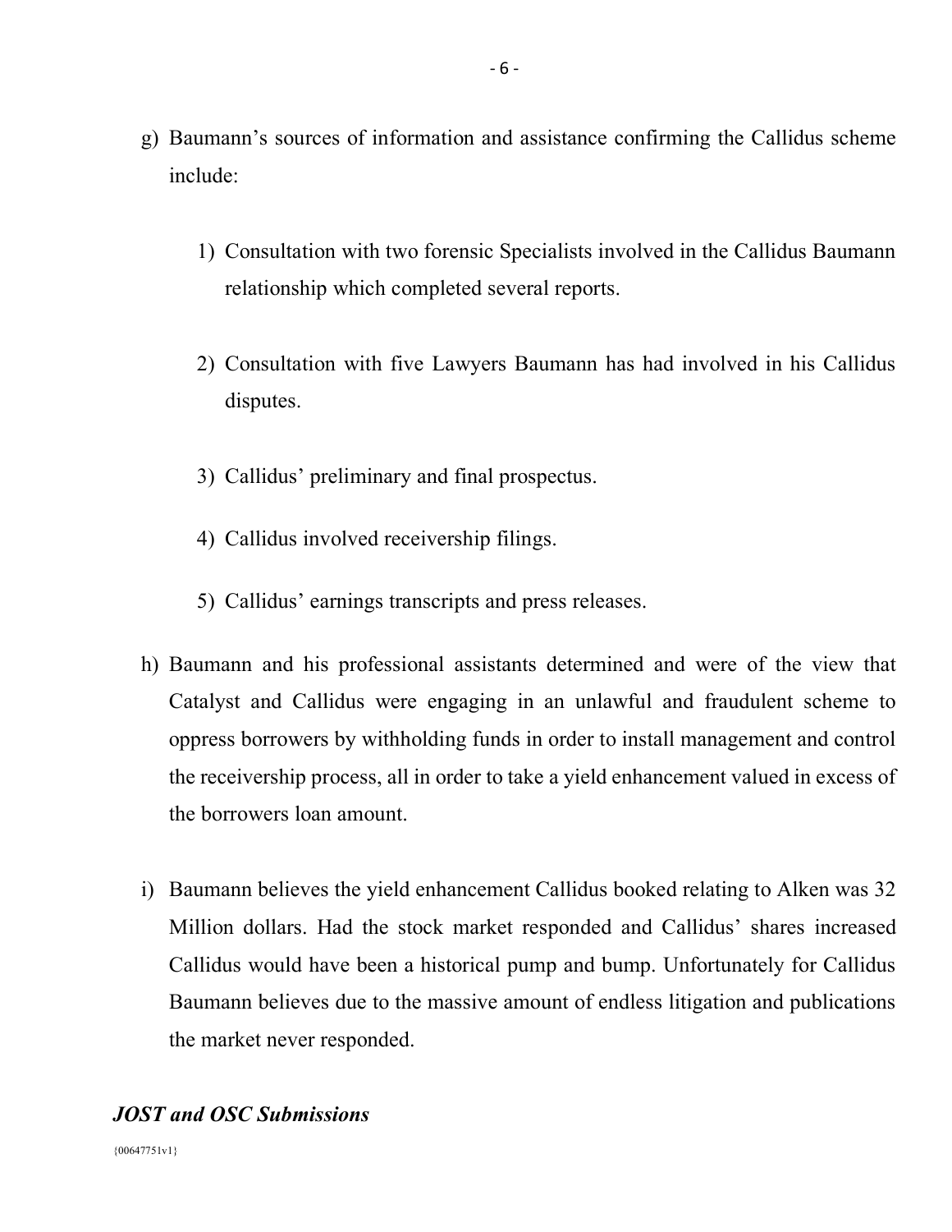g) Baumann's sources of information and assistance confirming the Callidus scheme include:

    1) Consultation with two forensic Specialists involved in the Callidus Baumann relationship which completed several reports.

    2) Consultation with five Lawyers Baumann has had involved in his Callidus disputes.

    3) Callidus' preliminary and final prospectus.

    4) Callidus involved receivership filings.

    5) Callidus' earnings transcripts and press releases.

h) Baumann and his professional assistants determined and were of the view that Catalyst and Callidus were engaging in an unlawful and fraudulent scheme to oppress borrowers by withholding funds in order to install management and control the receivership process, all in order to take a yield enhancement valued in excess of the borrowers loan amount.

i) Baumann believes the yield enhancement Callidus booked relating to Alken was 32 Million dollars. Had the stock market responded and Callidus' shares increased Callidus would have been a historical pump and bump. Unfortunately for Callidus Baumann believes due to the massive amount of endless litigation and publications the market never responded.

## ***JOST and OSC Submissions***

{00647751v1}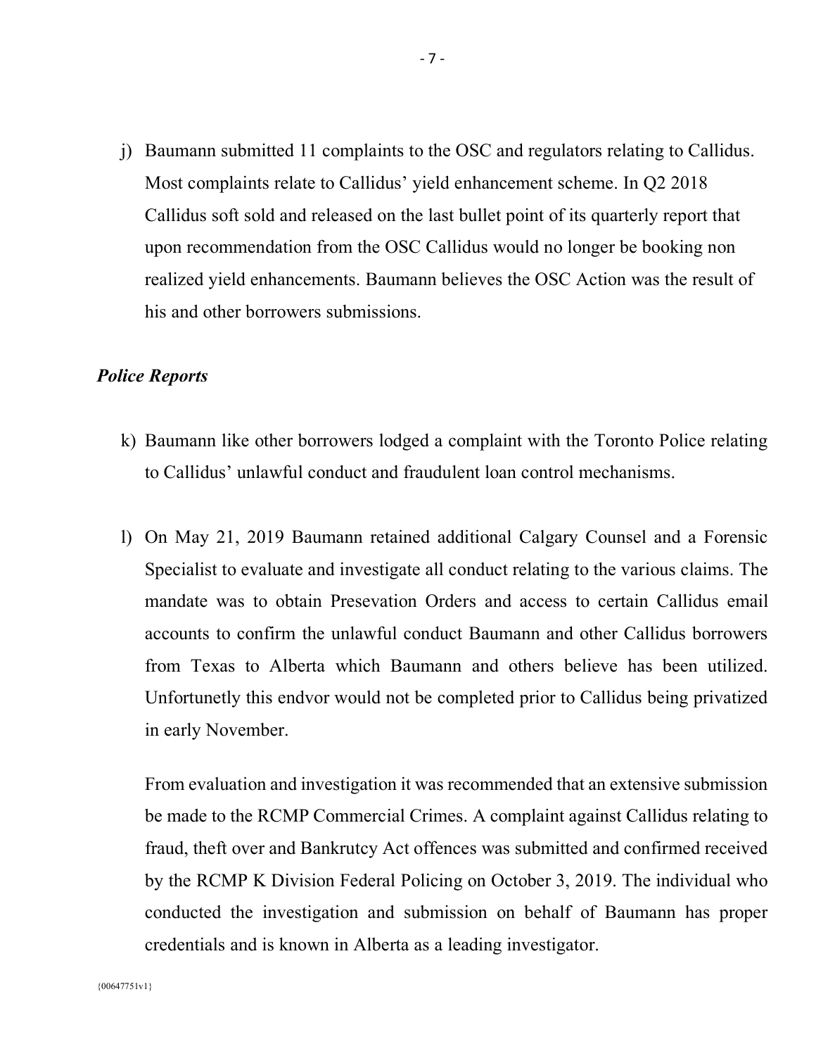j) Baumann submitted 11 complaints to the OSC and regulators relating to Callidus. Most complaints relate to Callidus' yield enhancement scheme. In Q2 2018 Callidus soft sold and released on the last bullet point of its quarterly report that upon recommendation from the OSC Callidus would no longer be booking non realized yield enhancements. Baumann believes the OSC Action was the result of his and other borrowers submissions.

***Police Reports***

k) Baumann like other borrowers lodged a complaint with the Toronto Police relating to Callidus' unlawful conduct and fraudulent loan control mechanisms.

l) On May 21, 2019 Baumann retained additional Calgary Counsel and a Forensic Specialist to evaluate and investigate all conduct relating to the various claims. The mandate was to obtain Presevation Orders and access to certain Callidus email accounts to confirm the unlawful conduct Baumann and other Callidus borrowers from Texas to Alberta which Baumann and others believe has been utilized. Unfortunetly this endvor would not be completed prior to Callidus being privatized in early November.

   From evaluation and investigation it was recommended that an extensive submission be made to the RCMP Commercial Crimes. A complaint against Callidus relating to fraud, theft over and Bankrutcy Act offences was submitted and confirmed received by the RCMP K Division Federal Policing on October 3, 2019. The individual who conducted the investigation and submission on behalf of Baumann has proper credentials and is known in Alberta as a leading investigator.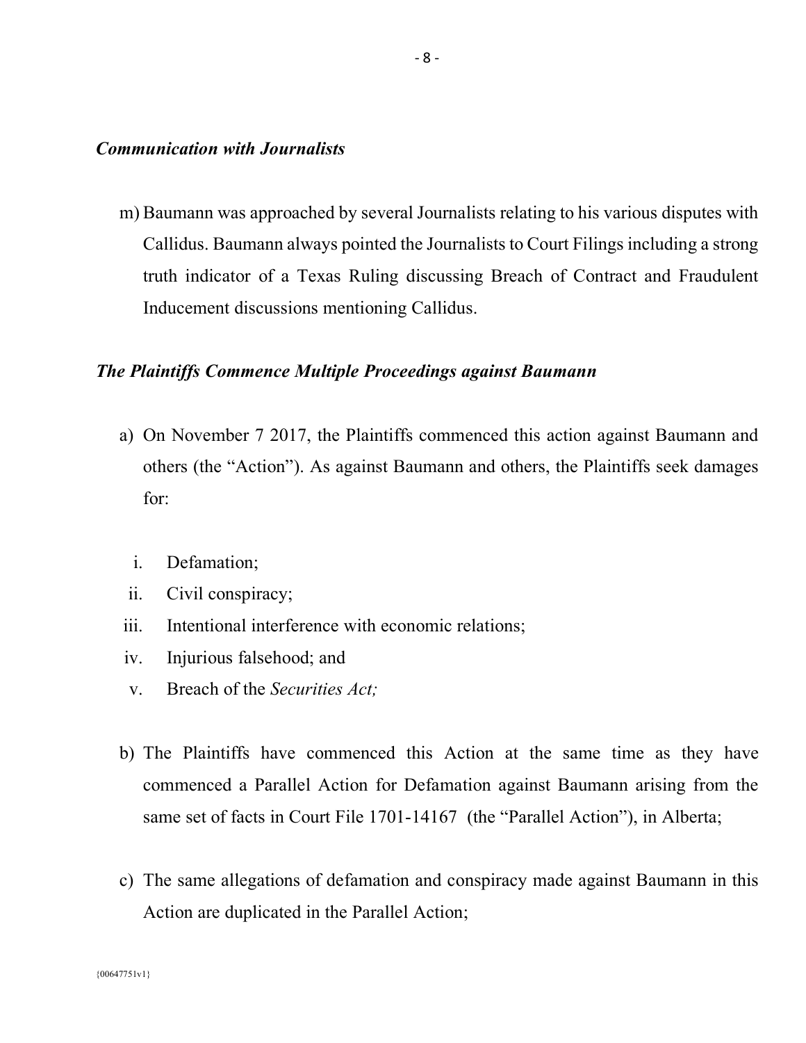***Communication with Journalists***

m) Baumann was approached by several Journalists relating to his various disputes with Callidus. Baumann always pointed the Journalists to Court Filings including a strong truth indicator of a Texas Ruling discussing Breach of Contract and Fraudulent Inducement discussions mentioning Callidus.

***The Plaintiffs Commence Multiple Proceedings against Baumann***

a) On November 7 2017, the Plaintiffs commenced this action against Baumann and others (the "Action"). As against Baumann and others, the Plaintiffs seek damages for:

  i. Defamation;
  ii. Civil conspiracy;
  iii. Intentional interference with economic relations;
  iv. Injurious falsehood; and
  v. Breach of the *Securities Act;*

b) The Plaintiffs have commenced this Action at the same time as they have commenced a Parallel Action for Defamation against Baumann arising from the same set of facts in Court File 1701-14167 (the "Parallel Action"), in Alberta;

c) The same allegations of defamation and conspiracy made against Baumann in this Action are duplicated in the Parallel Action;

{00647751v1}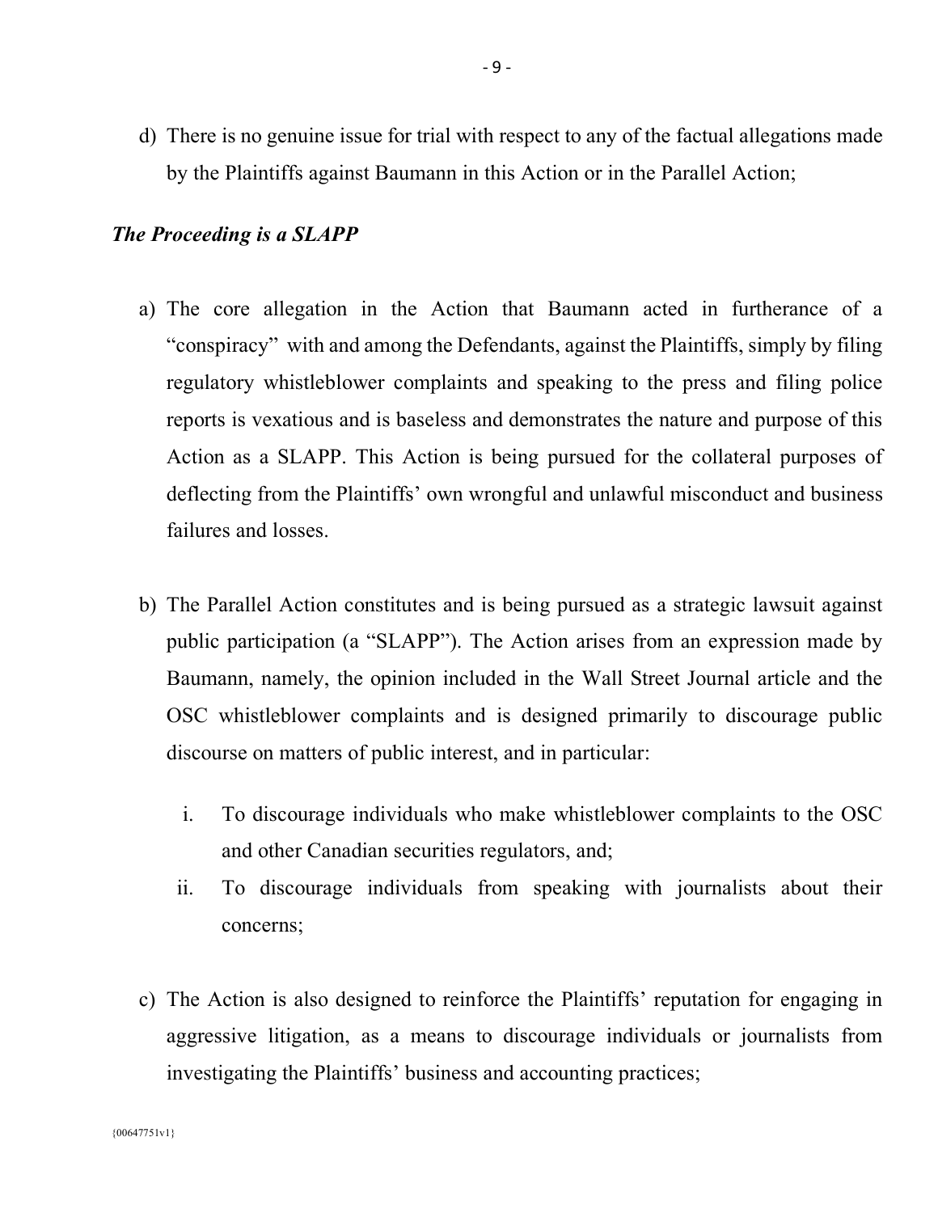d) There is no genuine issue for trial with respect to any of the factual allegations made by the Plaintiffs against Baumann in this Action or in the Parallel Action;

***The Proceeding is a SLAPP***

a) The core allegation in the Action that Baumann acted in furtherance of a "conspiracy" with and among the Defendants, against the Plaintiffs, simply by filing regulatory whistleblower complaints and speaking to the press and filing police reports is vexatious and is baseless and demonstrates the nature and purpose of this Action as a SLAPP. This Action is being pursued for the collateral purposes of deflecting from the Plaintiffs' own wrongful and unlawful misconduct and business failures and losses.

b) The Parallel Action constitutes and is being pursued as a strategic lawsuit against public participation (a "SLAPP"). The Action arises from an expression made by Baumann, namely, the opinion included in the Wall Street Journal article and the OSC whistleblower complaints and is designed primarily to discourage public discourse on matters of public interest, and in particular:

   i. To discourage individuals who make whistleblower complaints to the OSC and other Canadian securities regulators, and;

   ii. To discourage individuals from speaking with journalists about their concerns;

c) The Action is also designed to reinforce the Plaintiffs' reputation for engaging in aggressive litigation, as a means to discourage individuals or journalists from investigating the Plaintiffs' business and accounting practices;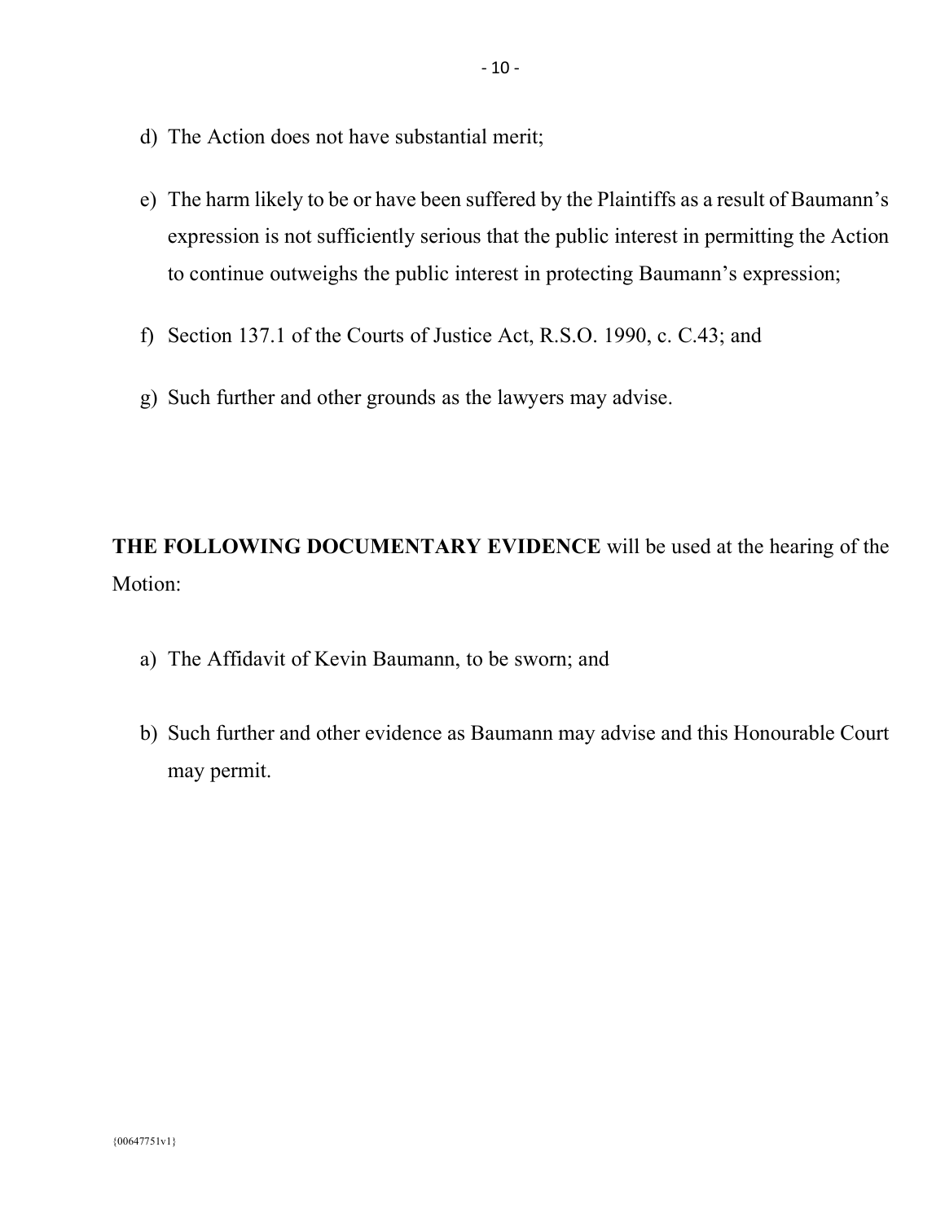d) The Action does not have substantial merit;

e) The harm likely to be or have been suffered by the Plaintiffs as a result of Baumann's expression is not sufficiently serious that the public interest in permitting the Action to continue outweighs the public interest in protecting Baumann's expression;

f) Section 137.1 of the Courts of Justice Act, R.S.O. 1990, c. C.43; and

g) Such further and other grounds as the lawyers may advise.

**THE FOLLOWING DOCUMENTARY EVIDENCE** will be used at the hearing of the Motion:

a) The Affidavit of Kevin Baumann, to be sworn; and

b) Such further and other evidence as Baumann may advise and this Honourable Court may permit.

{00647751v1}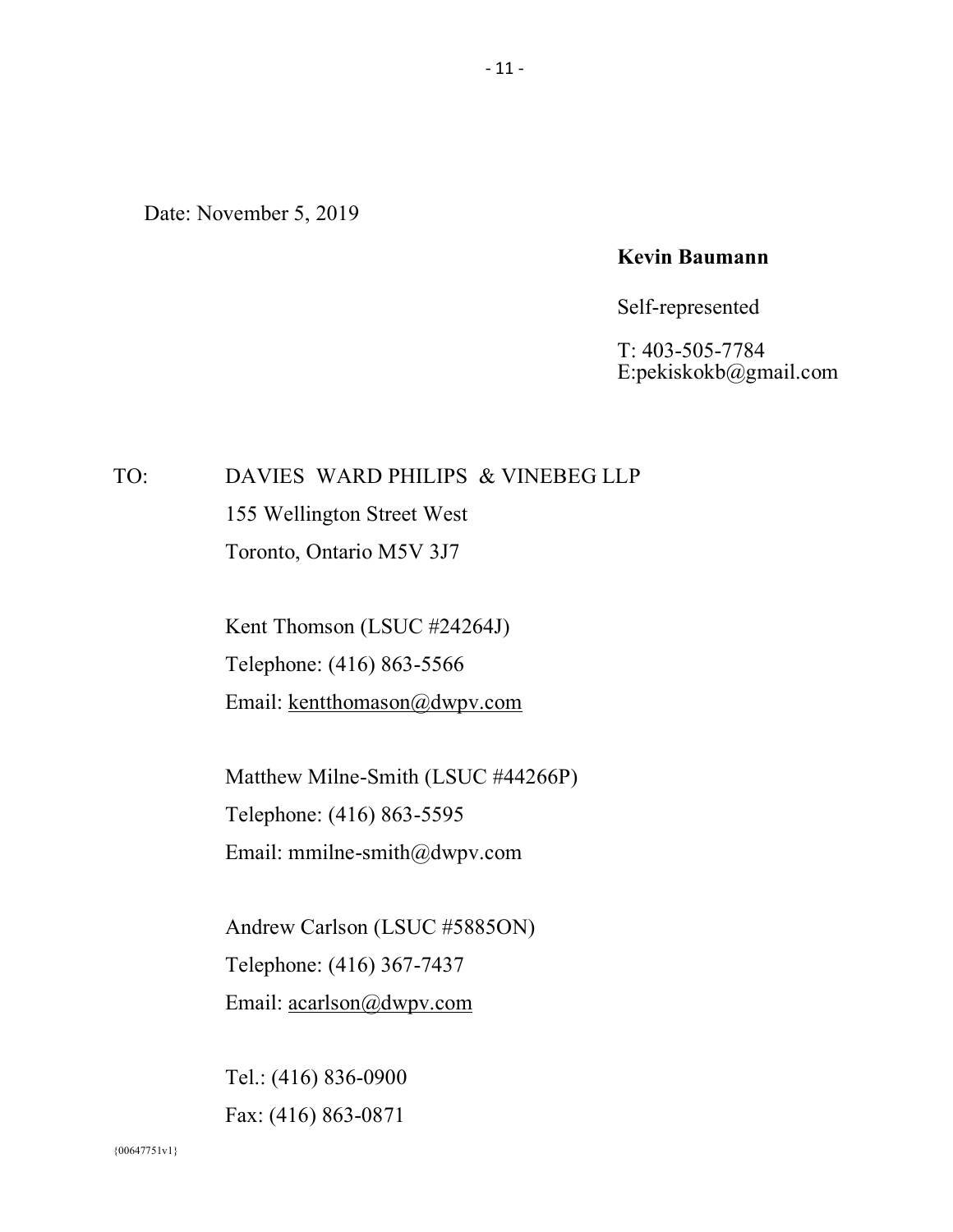Date: November 5, 2019

**Kevin Baumann**

Self-represented

T: 403-505-7784
E:pekiskokb@gmail.com

TO: DAVIES WARD PHILIPS & VINEBEG LLP
155 Wellington Street West
Toronto, Ontario M5V 3J7

Kent Thomson (LSUC #24264J)
Telephone: (416) 863-5566
Email: kentthomason@dwpv.com

Matthew Milne-Smith (LSUC #44266P)
Telephone: (416) 863-5595
Email: mmilne-smith@dwpv.com

Andrew Carlson (LSUC #5885ON)
Telephone: (416) 367-7437
Email: acarlson@dwpv.com

Tel.: (416) 836-0900
Fax: (416) 863-0871

{00647751v1}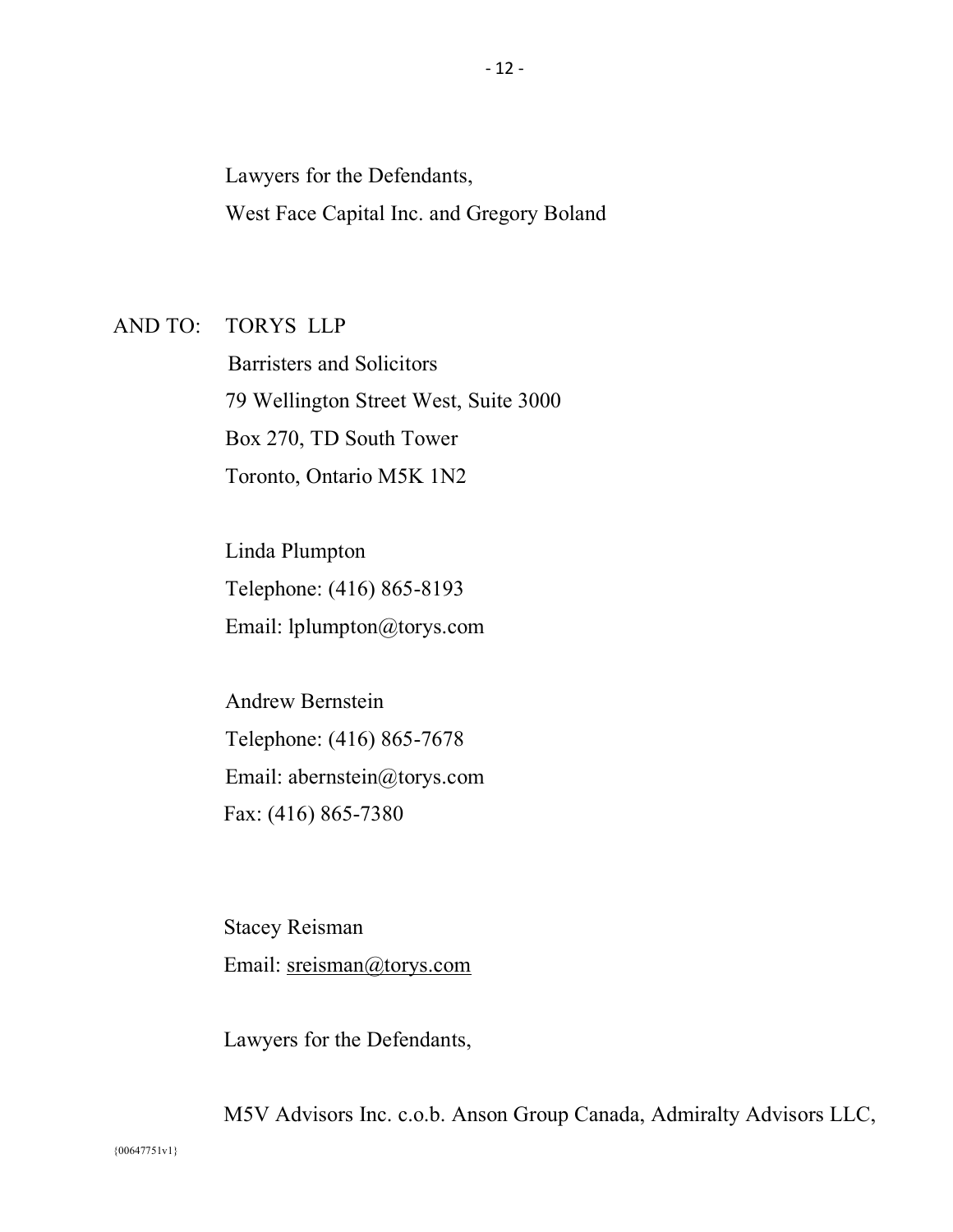Lawyers for the Defendants,
West Face Capital Inc. and Gregory Boland

AND TO: TORYS LLP
Barristers and Solicitors
79 Wellington Street West, Suite 3000
Box 270, TD South Tower
Toronto, Ontario M5K 1N2

Linda Plumpton
Telephone: (416) 865-8193
Email: lplumpton@torys.com

Andrew Bernstein
Telephone: (416) 865-7678
Email: abernstein@torys.com
Fax: (416) 865-7380

Stacey Reisman
Email: sreisman@torys.com

Lawyers for the Defendants,

M5V Advisors Inc. c.o.b. Anson Group Canada, Admiralty Advisors LLC,

{00647751v1}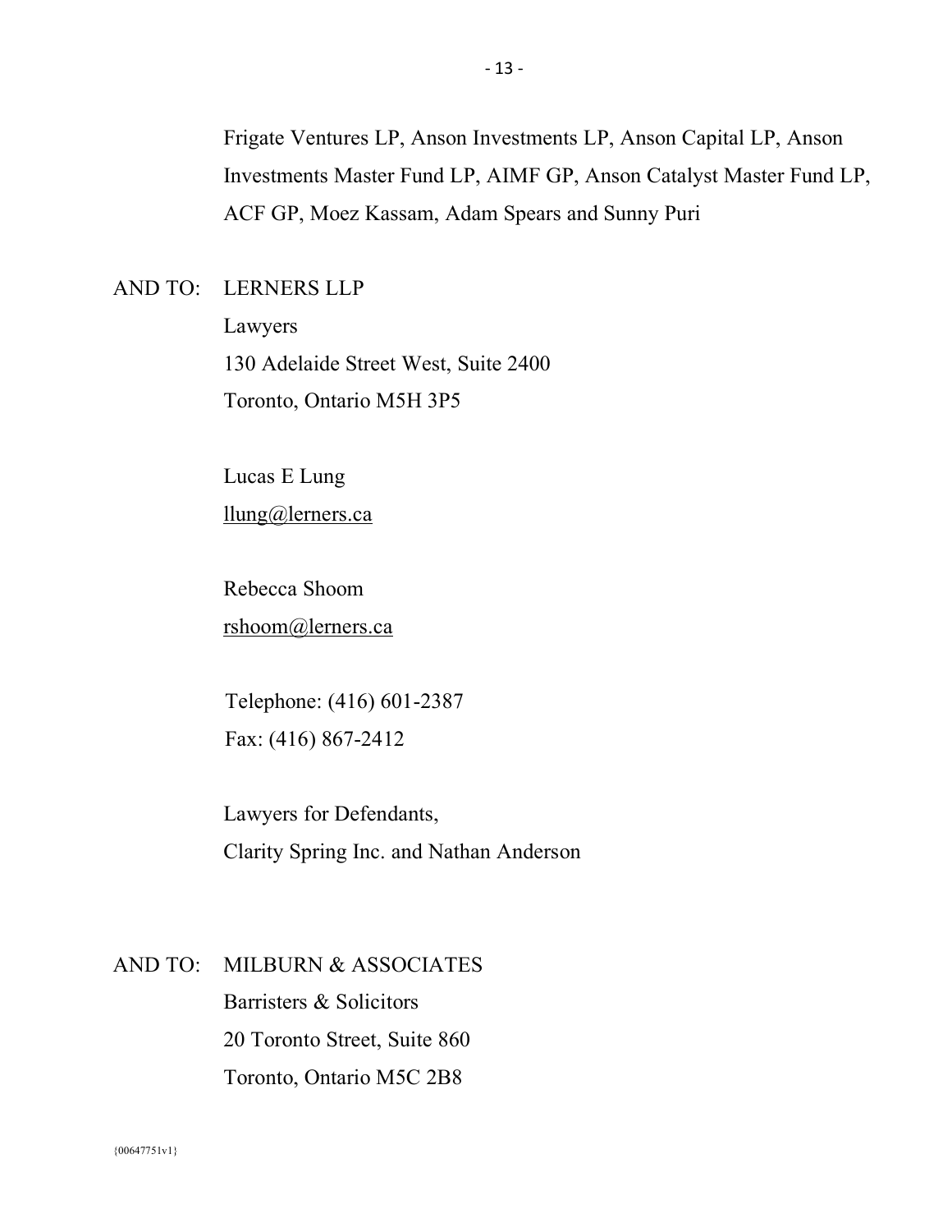Frigate Ventures LP, Anson Investments LP, Anson Capital LP, Anson Investments Master Fund LP, AIMF GP, Anson Catalyst Master Fund LP, ACF GP, Moez Kassam, Adam Spears and Sunny Puri

AND TO: LERNERS LLP
Lawyers
130 Adelaide Street West, Suite 2400
Toronto, Ontario M5H 3P5

Lucas E Lung
llung@lerners.ca

Rebecca Shoom
rshoom@lerners.ca

Telephone: (416) 601-2387
Fax: (416) 867-2412

Lawyers for Defendants,
Clarity Spring Inc. and Nathan Anderson

AND TO: MILBURN & ASSOCIATES
Barristers & Solicitors
20 Toronto Street, Suite 860
Toronto, Ontario M5C 2B8

{00647751v1}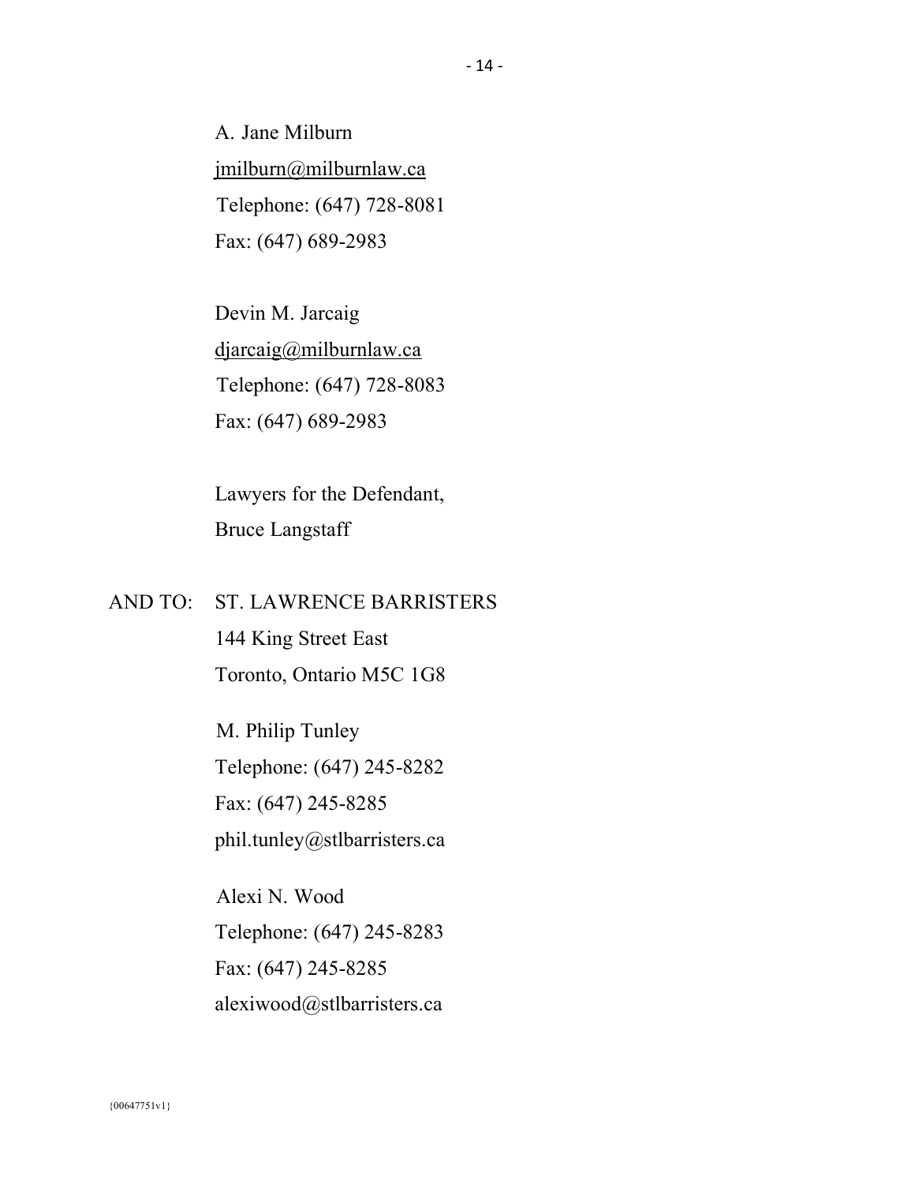A. Jane Milburn
jmilburn@milburnlaw.ca
Telephone: (647) 728-8081
Fax: (647) 689-2983

Devin M. Jarcaig
djarcaig@milburnlaw.ca
Telephone: (647) 728-8083
Fax: (647) 689-2983

Lawyers for the Defendant,
Bruce Langstaff

AND TO: ST. LAWRENCE BARRISTERS
144 King Street East
Toronto, Ontario M5C 1G8

M. Philip Tunley
Telephone: (647) 245-8282
Fax: (647) 245-8285
phil.tunley@stlbarristers.ca

Alexi N. Wood
Telephone: (647) 245-8283
Fax: (647) 245-8285
alexiwood@stlbarristers.ca

{00647751v1}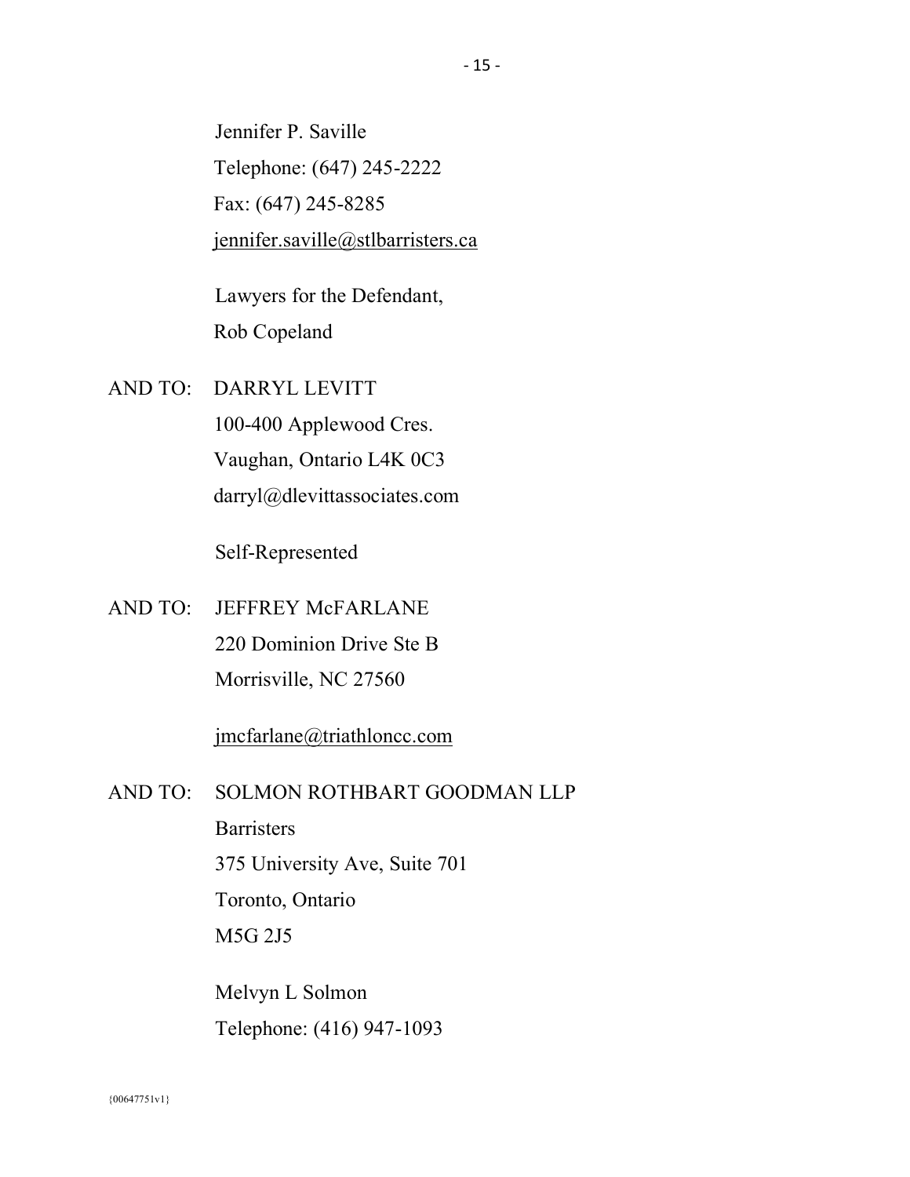Jennifer P. Saville
Telephone: (647) 245-2222
Fax: (647) 245-8285
jennifer.saville@stlbarristers.ca

Lawyers for the Defendant,
Rob Copeland

AND TO: DARRYL LEVITT
100-400 Applewood Cres.
Vaughan, Ontario L4K 0C3
darryl@dlevittassociates.com

Self-Represented

AND TO: JEFFREY McFARLANE
220 Dominion Drive Ste B
Morrisville, NC 27560

jmcfarlane@triathloncc.com

AND TO: SOLMON ROTHBART GOODMAN LLP
Barristers
375 University Ave, Suite 701
Toronto, Ontario
M5G 2J5

Melvyn L Solmon
Telephone: (416) 947-1093

{00647751v1}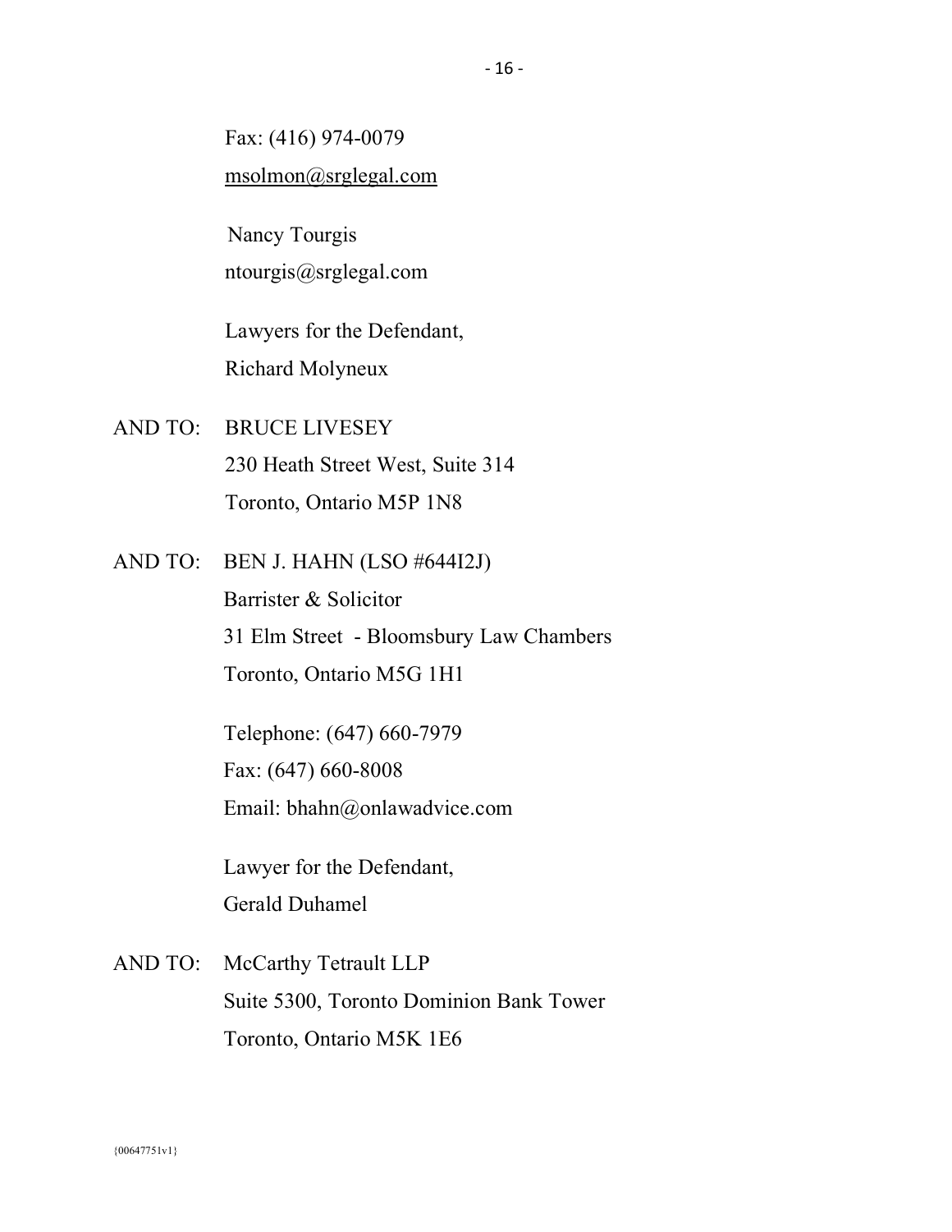Fax: (416) 974-0079
msolmon@srglegal.com

Nancy Tourgis
ntourgis@srglegal.com

Lawyers for the Defendant,
Richard Molyneux

AND TO: BRUCE LIVESEY
230 Heath Street West, Suite 314
Toronto, Ontario M5P 1N8

AND TO: BEN J. HAHN (LSO #644I2J)
Barrister & Solicitor
31 Elm Street - Bloomsbury Law Chambers
Toronto, Ontario M5G 1H1

Telephone: (647) 660-7979
Fax: (647) 660-8008
Email: bhahn@onlawadvice.com

Lawyer for the Defendant,
Gerald Duhamel

AND TO: McCarthy Tetrault LLP
Suite 5300, Toronto Dominion Bank Tower
Toronto, Ontario M5K 1E6

{00647751v1}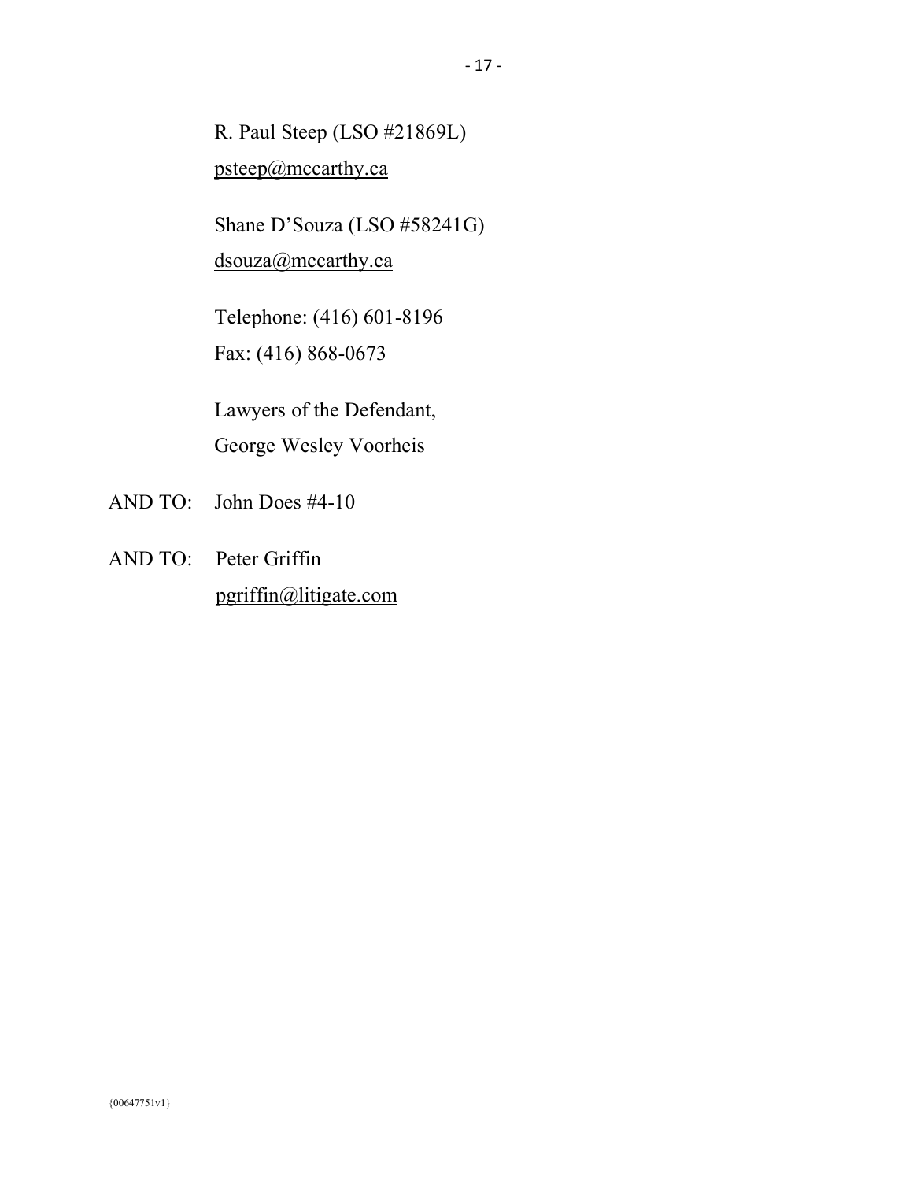R. Paul Steep (LSO #21869L)
psteep@mccarthy.ca

Shane D'Souza (LSO #58241G)
dsouza@mccarthy.ca

Telephone: (416) 601-8196
Fax: (416) 868-0673

Lawyers of the Defendant,
George Wesley Voorheis

AND TO: John Does #4-10

AND TO: Peter Griffin
pgriffin@litigate.com

{00647751v1}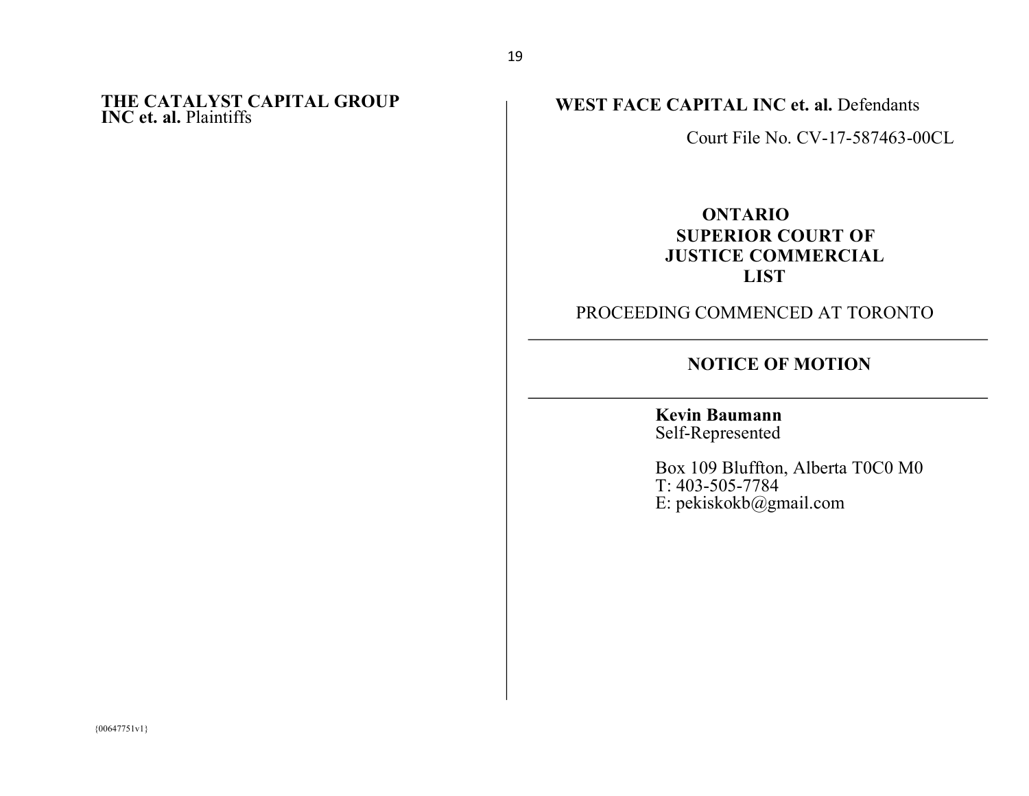**THE CATALYST CAPITAL GROUP INC et. al.** Plaintiffs

**WEST FACE CAPITAL INC et. al.** Defendants

Court File No. CV-17-587463-00CL

**ONTARIO**
**SUPERIOR COURT OF JUSTICE COMMERCIAL LIST**

PROCEEDING COMMENCED AT TORONTO

---

**NOTICE OF MOTION**

---

**Kevin Baumann**
Self-Represented

Box 109 Bluffton, Alberta T0C0 M0
T: 403-505-7784
E: pekiskokb@gmail.com

{00647751v1}